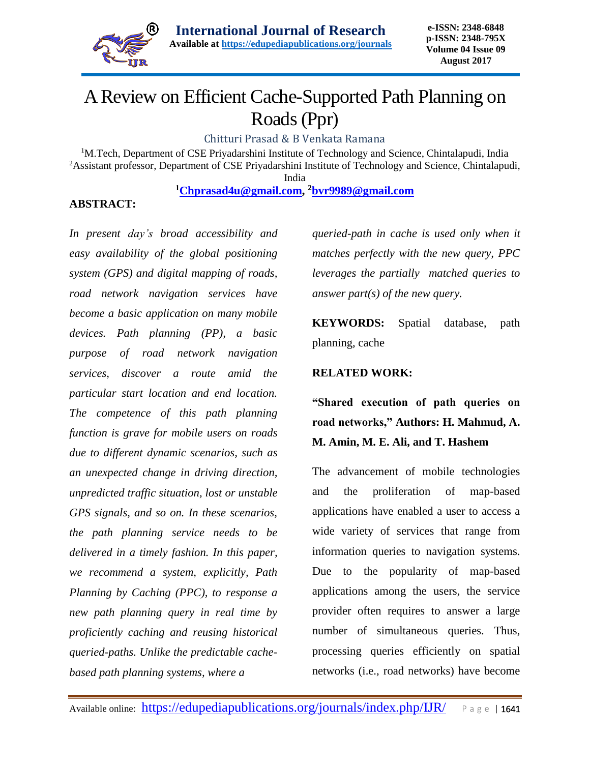# A Review on Efficient Cache-Supported Path Planning on Roads (Ppr)

Chitturi Prasad & B Venkata Ramana

[1]M.Tech, Department of CSE Priyadarshini Institute of Technology and Science, Chintalapudi, India
[2]Assistant professor, Department of CSE Priyadarshini Institute of Technology and Science, Chintalapudi, India

[1]Chprasad4u@gmail.com, [2]bvr9989@gmail.com

**ABSTRACT:**

*In present day's broad accessibility and easy availability of the global positioning system (GPS) and digital mapping of roads, road network navigation services have become a basic application on many mobile devices. Path planning (PP), a basic purpose of road network navigation services, discover a route amid the particular start location and end location. The competence of this path planning function is grave for mobile users on roads due to different dynamic scenarios, such as an unexpected change in driving direction, unpredicted traffic situation, lost or unstable GPS signals, and so on. In these scenarios, the path planning service needs to be delivered in a timely fashion. In this paper, we recommend a system, explicitly, Path Planning by Caching (PPC), to response a new path planning query in real time by proficiently caching and reusing historical queried-paths. Unlike the predictable cache-based path planning systems, where a queried-path in cache is used only when it matches perfectly with the new query, PPC leverages the partially matched queries to answer part(s) of the new query.*

**KEYWORDS:** Spatial database, path planning, cache

**RELATED WORK:**

**"Shared execution of path queries on road networks," Authors: H. Mahmud, A. M. Amin, M. E. Ali, and T. Hashem**

The advancement of mobile technologies and the proliferation of map-based applications have enabled a user to access a wide variety of services that range from information queries to navigation systems. Due to the popularity of map-based applications among the users, the service provider often requires to answer a large number of simultaneous queries. Thus, processing queries efficiently on spatial networks (i.e., road networks) have become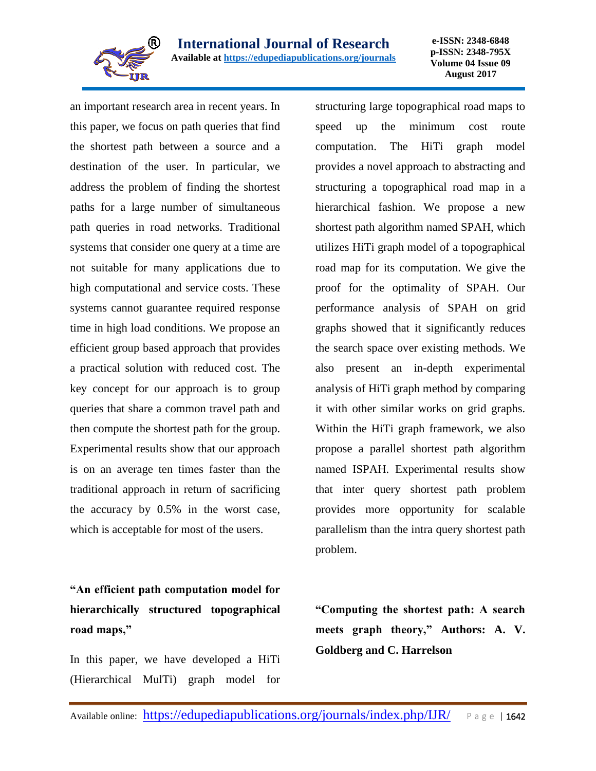an important research area in recent years. In this paper, we focus on path queries that find the shortest path between a source and a destination of the user. In particular, we address the problem of finding the shortest paths for a large number of simultaneous path queries in road networks. Traditional systems that consider one query at a time are not suitable for many applications due to high computational and service costs. These systems cannot guarantee required response time in high load conditions. We propose an efficient group based approach that provides a practical solution with reduced cost. The key concept for our approach is to group queries that share a common travel path and then compute the shortest path for the group. Experimental results show that our approach is on an average ten times faster than the traditional approach in return of sacrificing the accuracy by 0.5% in the worst case, which is acceptable for most of the users.

**"An efficient path computation model for hierarchically structured topographical road maps,"**

In this paper, we have developed a HiTi (Hierarchical MulTi) graph model for structuring large topographical road maps to speed up the minimum cost route computation. The HiTi graph model provides a novel approach to abstracting and structuring a topographical road map in a hierarchical fashion. We propose a new shortest path algorithm named SPAH, which utilizes HiTi graph model of a topographical road map for its computation. We give the proof for the optimality of SPAH. Our performance analysis of SPAH on grid graphs showed that it significantly reduces the search space over existing methods. We also present an in-depth experimental analysis of HiTi graph method by comparing it with other similar works on grid graphs. Within the HiTi graph framework, we also propose a parallel shortest path algorithm named ISPAH. Experimental results show that inter query shortest path problem provides more opportunity for scalable parallelism than the intra query shortest path problem.

**"Computing the shortest path: A search meets graph theory," Authors: A. V. Goldberg and C. Harrelson**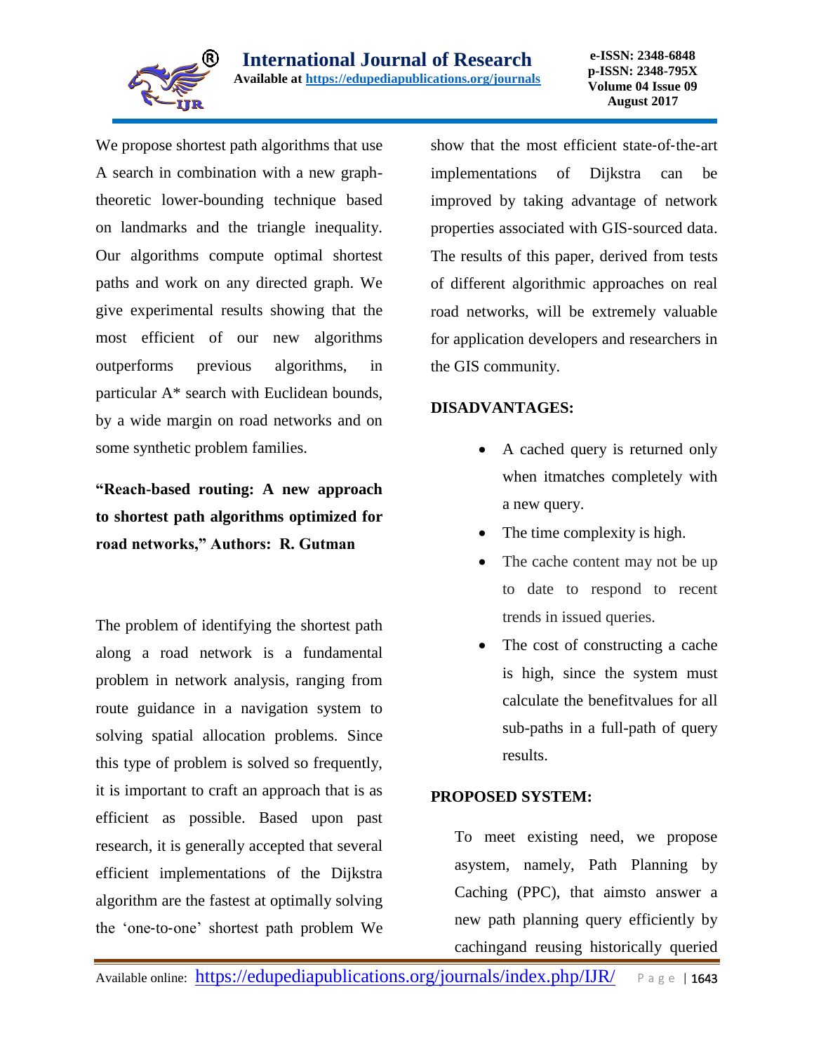We propose shortest path algorithms that use A search in combination with a new graph-theoretic lower-bounding technique based on landmarks and the triangle inequality. Our algorithms compute optimal shortest paths and work on any directed graph. We give experimental results showing that the most efficient of our new algorithms outperforms previous algorithms, in particular A* search with Euclidean bounds, by a wide margin on road networks and on some synthetic problem families.

**"Reach-based routing: A new approach to shortest path algorithms optimized for road networks," Authors: R. Gutman**

The problem of identifying the shortest path along a road network is a fundamental problem in network analysis, ranging from route guidance in a navigation system to solving spatial allocation problems. Since this type of problem is solved so frequently, it is important to craft an approach that is as efficient as possible. Based upon past research, it is generally accepted that several efficient implementations of the Dijkstra algorithm are the fastest at optimally solving the 'one-to-one' shortest path problem We show that the most efficient state-of-the-art implementations of Dijkstra can be improved by taking advantage of network properties associated with GIS-sourced data. The results of this paper, derived from tests of different algorithmic approaches on real road networks, will be extremely valuable for application developers and researchers in the GIS community.

**DISADVANTAGES:**

- A cached query is returned only when itmatches completely with a new query.
- The time complexity is high.
- The cache content may not be up to date to respond to recent trends in issued queries.
- The cost of constructing a cache is high, since the system must calculate the benefitvalues for all sub-paths in a full-path of query results.

**PROPOSED SYSTEM:**

To meet existing need, we propose asystem, namely, Path Planning by Caching (PPC), that aimsto answer a new path planning query efficiently by cachingand reusing historically queried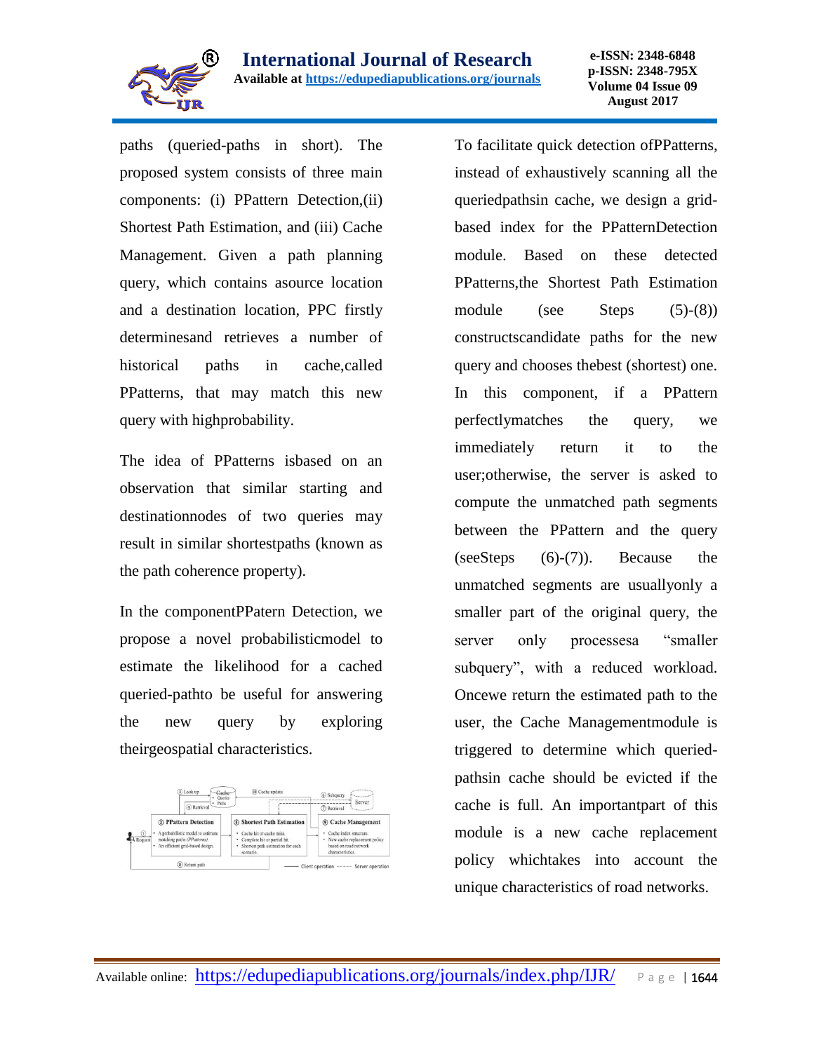paths (queried-paths in short). The proposed system consists of three main components: (i) PPattern Detection,(ii) Shortest Path Estimation, and (iii) Cache Management. Given a path planning query, which contains asource location and a destination location, PPC firstly determinesand retrieves a number of historical paths in cache,called PPatterns, that may match this new query with highprobability.

The idea of PPatterns isbased on an observation that similar starting and destinationnodes of two queries may result in similar shortestpaths (known as the path coherence property).

In the componentPPatern Detection, we propose a novel probabilisticmodel to estimate the likelihood for a cached queried-pathto be useful for answering the new query by exploring theirgeospatial characteristics.

To facilitate quick detection ofPPatterns, instead of exhaustively scanning all the queriedpathsin cache, we design a grid-based index for the PPatternDetection module. Based on these detected PPatterns,the Shortest Path Estimation module (see Steps (5)-(8)) constructscandidate paths for the new query and chooses thebest (shortest) one. In this component, if a PPattern perfectlymatches the query, we immediately return it to the user;otherwise, the server is asked to compute the unmatched path segments between the PPattern and the query (seeSteps (6)-(7)). Because the unmatched segments are usuallyonly a smaller part of the original query, the server only processesa "smaller subquery", with a reduced workload. Oncewe return the estimated path to the user, the Cache Managementmodule is triggered to determine which queried-pathsin cache should be evicted if the cache is full. An importantpart of this module is a new cache replacement policy whichtakes into account the unique characteristics of road networks.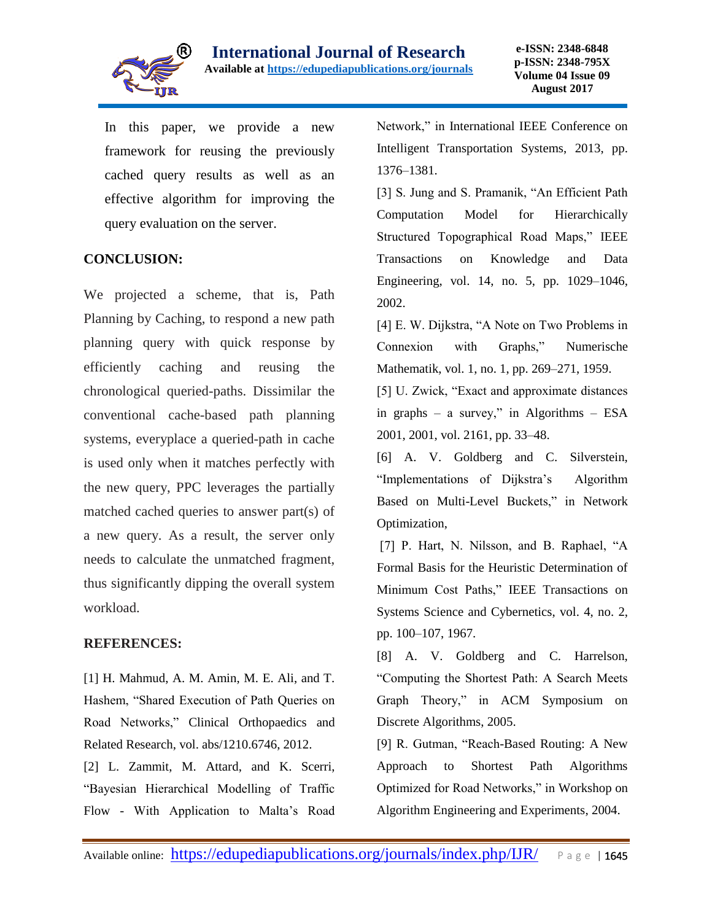In this paper, we provide a new framework for reusing the previously cached query results as well as an effective algorithm for improving the query evaluation on the server.

## CONCLUSION:

We projected a scheme, that is, Path Planning by Caching, to respond a new path planning query with quick response by efficiently caching and reusing the chronological queried-paths. Dissimilar the conventional cache-based path planning systems, everyplace a queried-path in cache is used only when it matches perfectly with the new query, PPC leverages the partially matched cached queries to answer part(s) of a new query. As a result, the server only needs to calculate the unmatched fragment, thus significantly dipping the overall system workload.

## REFERENCES:

[1] H. Mahmud, A. M. Amin, M. E. Ali, and T. Hashem, "Shared Execution of Path Queries on Road Networks," Clinical Orthopaedics and Related Research, vol. abs/1210.6746, 2012.

[2] L. Zammit, M. Attard, and K. Scerri, "Bayesian Hierarchical Modelling of Traffic Flow - With Application to Malta's Road Network," in International IEEE Conference on Intelligent Transportation Systems, 2013, pp. 1376–1381.

[3] S. Jung and S. Pramanik, "An Efficient Path Computation Model for Hierarchically Structured Topographical Road Maps," IEEE Transactions on Knowledge and Data Engineering, vol. 14, no. 5, pp. 1029–1046, 2002.

[4] E. W. Dijkstra, "A Note on Two Problems in Connexion with Graphs," Numerische Mathematik, vol. 1, no. 1, pp. 269–271, 1959.

[5] U. Zwick, "Exact and approximate distances in graphs – a survey," in Algorithms – ESA 2001, 2001, vol. 2161, pp. 33–48.

[6] A. V. Goldberg and C. Silverstein, "Implementations of Dijkstra's Algorithm Based on Multi-Level Buckets," in Network Optimization,

[7] P. Hart, N. Nilsson, and B. Raphael, "A Formal Basis for the Heuristic Determination of Minimum Cost Paths," IEEE Transactions on Systems Science and Cybernetics, vol. 4, no. 2, pp. 100–107, 1967.

[8] A. V. Goldberg and C. Harrelson, "Computing the Shortest Path: A Search Meets Graph Theory," in ACM Symposium on Discrete Algorithms, 2005.

[9] R. Gutman, "Reach-Based Routing: A New Approach to Shortest Path Algorithms Optimized for Road Networks," in Workshop on Algorithm Engineering and Experiments, 2004.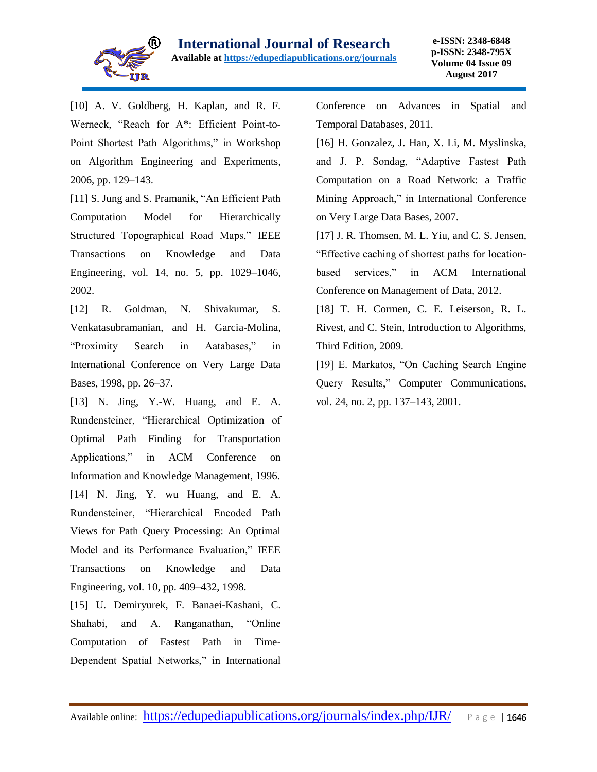[10] A. V. Goldberg, H. Kaplan, and R. F. Werneck, "Reach for A*: Efficient Point-to-Point Shortest Path Algorithms," in Workshop on Algorithm Engineering and Experiments, 2006, pp. 129–143.

[11] S. Jung and S. Pramanik, "An Efficient Path Computation Model for Hierarchically Structured Topographical Road Maps," IEEE Transactions on Knowledge and Data Engineering, vol. 14, no. 5, pp. 1029–1046, 2002.

[12] R. Goldman, N. Shivakumar, S. Venkatasubramanian, and H. Garcia-Molina, "Proximity Search in Aatabases," in International Conference on Very Large Data Bases, 1998, pp. 26–37.

[13] N. Jing, Y.-W. Huang, and E. A. Rundensteiner, "Hierarchical Optimization of Optimal Path Finding for Transportation Applications," in ACM Conference on Information and Knowledge Management, 1996.

[14] N. Jing, Y. wu Huang, and E. A. Rundensteiner, "Hierarchical Encoded Path Views for Path Query Processing: An Optimal Model and its Performance Evaluation," IEEE Transactions on Knowledge and Data Engineering, vol. 10, pp. 409–432, 1998.

[15] U. Demiryurek, F. Banaei-Kashani, C. Shahabi, and A. Ranganathan, "Online Computation of Fastest Path in Time-Dependent Spatial Networks," in International Conference on Advances in Spatial and Temporal Databases, 2011.

[16] H. Gonzalez, J. Han, X. Li, M. Myslinska, and J. P. Sondag, "Adaptive Fastest Path Computation on a Road Network: a Traffic Mining Approach," in International Conference on Very Large Data Bases, 2007.

[17] J. R. Thomsen, M. L. Yiu, and C. S. Jensen, "Effective caching of shortest paths for location-based services," in ACM International Conference on Management of Data, 2012.

[18] T. H. Cormen, C. E. Leiserson, R. L. Rivest, and C. Stein, Introduction to Algorithms, Third Edition, 2009.

[19] E. Markatos, "On Caching Search Engine Query Results," Computer Communications, vol. 24, no. 2, pp. 137–143, 2001.